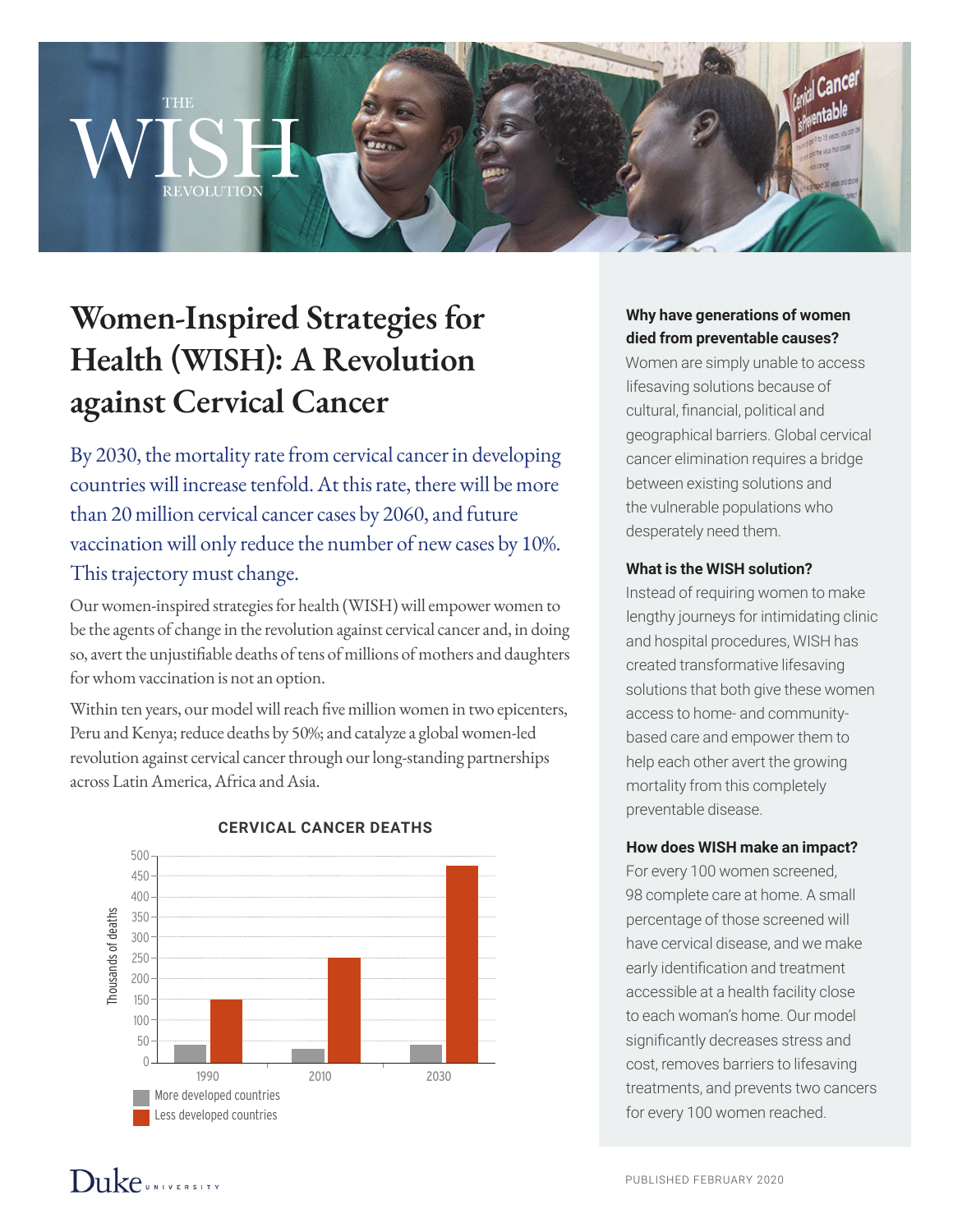THE WISH REVOLUTION

# Women-Inspired Strategies for Health (WISH): A Revolution against Cervical Cancer

By 2030, the mortality rate from cervical cancer in developing countries will increase tenfold. At this rate, there will be more than 20 million cervical cancer cases by 2060, and future vaccination will only reduce the number of new cases by 10%. This trajectory must change.

Our women-inspired strategies for health (WISH) will empower women to be the agents of change in the revolution against cervical cancer and, in doing so, avert the unjustifiable deaths of tens of millions of mothers and daughters for whom vaccination is not an option.

Within ten years, our model will reach five million women in two epicenters, Peru and Kenya; reduce deaths by 50%; and catalyze a global women-led revolution against cervical cancer through our long-standing partnerships across Latin America, Africa and Asia.

**CERVICAL CANCER DEATHS**

Thousands of deaths

| | 1990 | 2010 | 2030 |
|---|---|---|---|
| More developed countries | ~40 | ~30 | ~40 |
| Less developed countries | ~150 | ~250 | ~475 |

### Why have generations of women died from preventable causes?

Women are simply unable to access lifesaving solutions because of cultural, financial, political and geographical barriers. Global cervical cancer elimination requires a bridge between existing solutions and the vulnerable populations who desperately need them.

### What is the WISH solution?

Instead of requiring women to make lengthy journeys for intimidating clinic and hospital procedures, WISH has created transformative lifesaving solutions that both give these women access to home- and community-based care and empower them to help each other avert the growing mortality from this completely preventable disease.

### How does WISH make an impact?

For every 100 women screened, 98 complete care at home. A small percentage of those screened will have cervical disease, and we make early identification and treatment accessible at a health facility close to each woman's home. Our model significantly decreases stress and cost, removes barriers to lifesaving treatments, and prevents two cancers for every 100 women reached.

Duke UNIVERSITY

PUBLISHED FEBRUARY 2020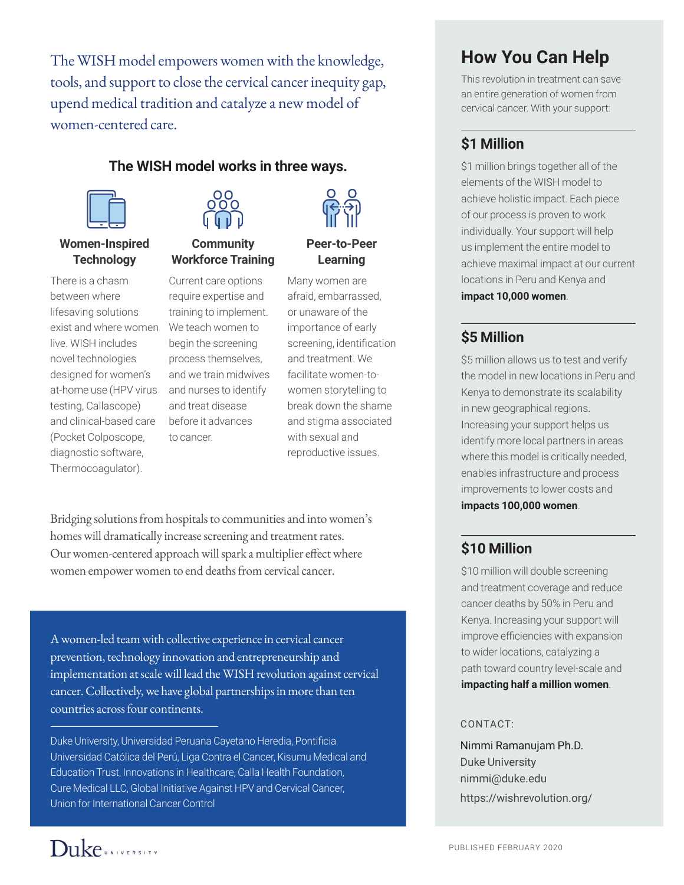The WISH model empowers women with the knowledge, tools, and support to close the cervical cancer inequity gap, upend medical tradition and catalyze a new model of women-centered care.

## The WISH model works in three ways.

### Women-Inspired Technology

There is a chasm between where lifesaving solutions exist and where women live. WISH includes novel technologies designed for women's at-home use (HPV virus testing, Callascope) and clinical-based care (Pocket Colposcope, diagnostic software, Thermocoagulator).

### Community Workforce Training

Current care options require expertise and training to implement. We teach women to begin the screening process themselves, and we train midwives and nurses to identify and treat disease before it advances to cancer.

### Peer-to-Peer Learning

Many women are afraid, embarrassed, or unaware of the importance of early screening, identification and treatment. We facilitate women-to-women storytelling to break down the shame and stigma associated with sexual and reproductive issues.

Bridging solutions from hospitals to communities and into women's homes will dramatically increase screening and treatment rates. Our women-centered approach will spark a multiplier effect where women empower women to end deaths from cervical cancer.

A women-led team with collective experience in cervical cancer prevention, technology innovation and entrepreneurship and implementation at scale will lead the WISH revolution against cervical cancer. Collectively, we have global partnerships in more than ten countries across four continents.

Duke University, Universidad Peruana Cayetano Heredia, Pontificia Universidad Católica del Perú, Liga Contra el Cancer, Kisumu Medical and Education Trust, Innovations in Healthcare, Calla Health Foundation, Cure Medical LLC, Global Initiative Against HPV and Cervical Cancer, Union for International Cancer Control

## How You Can Help

This revolution in treatment can save an entire generation of women from cervical cancer. With your support:

### $1 Million

$1 million brings together all of the elements of the WISH model to achieve holistic impact. Each piece of our process is proven to work individually. Your support will help us implement the entire model to achieve maximal impact at our current locations in Peru and Kenya and **impact 10,000 women**.

### $5 Million

$5 million allows us to test and verify the model in new locations in Peru and Kenya to demonstrate its scalability in new geographical regions. Increasing your support helps us identify more local partners in areas where this model is critically needed, enables infrastructure and process improvements to lower costs and **impacts 100,000 women**.

### $10 Million

$10 million will double screening and treatment coverage and reduce cancer deaths by 50% in Peru and Kenya. Increasing your support will improve efficiencies with expansion to wider locations, catalyzing a path toward country level-scale and **impacting half a million women**.

CONTACT:

Nimmi Ramanujam Ph.D.
Duke University
nimmi@duke.edu
https://wishrevolution.org/

Duke UNIVERSITY

PUBLISHED FEBRUARY 2020